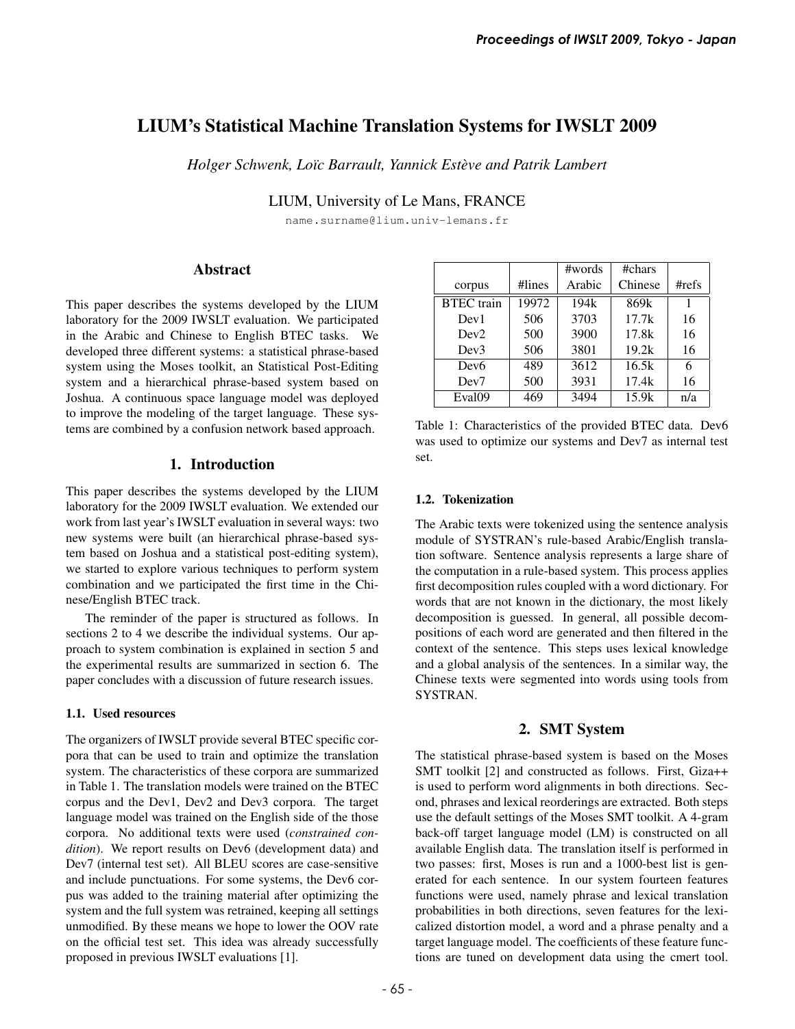# LIUM's Statistical Machine Translation Systems for IWSLT 2009

*Holger Schwenk, Loïc Barrault, Yannick Estève and Patrik Lambert*

LIUM, University of Le Mans, FRANCE

name.surname@lium.univ-lemans.fr

## Abstract

This paper describes the systems developed by the LIUM laboratory for the 2009 IWSLT evaluation. We participated in the Arabic and Chinese to English BTEC tasks. We developed three different systems: a statistical phrase-based system using the Moses toolkit, an Statistical Post-Editing system and a hierarchical phrase-based system based on Joshua. A continuous space language model was deployed to improve the modeling of the target language. These systems are combined by a confusion network based approach.

## 1. Introduction

This paper describes the systems developed by the LIUM laboratory for the 2009 IWSLT evaluation. We extended our work from last year's IWSLT evaluation in several ways: two new systems were built (an hierarchical phrase-based system based on Joshua and a statistical post-editing system), we started to explore various techniques to perform system combination and we participated the first time in the Chinese/English BTEC track.

The reminder of the paper is structured as follows. In sections 2 to 4 we describe the individual systems. Our approach to system combination is explained in section 5 and the experimental results are summarized in section 6. The paper concludes with a discussion of future research issues.

### 1.1. Used resources

The organizers of IWSLT provide several BTEC specific corpora that can be used to train and optimize the translation system. The characteristics of these corpora are summarized in Table 1. The translation models were trained on the BTEC corpus and the Dev1, Dev2 and Dev3 corpora. The target language model was trained on the English side of the those corpora. No additional texts were used (*constrained condition*). We report results on Dev6 (development data) and Dev7 (internal test set). All BLEU scores are case-sensitive and include punctuations. For some systems, the Dev6 corpus was added to the training material after optimizing the system and the full system was retrained, keeping all settings unmodified. By these means we hope to lower the OOV rate on the official test set. This idea was already successfully proposed in previous IWSLT evaluations [1].

| corpus | #lines | #words Arabic | #chars Chinese | #refs |
|---|---|---|---|---|
| BTEC train | 19972 | 194k | 869k | 1 |
| Dev1 | 506 | 3703 | 17.7k | 16 |
| Dev2 | 500 | 3900 | 17.8k | 16 |
| Dev3 | 506 | 3801 | 19.2k | 16 |
| Dev6 | 489 | 3612 | 16.5k | 6 |
| Dev7 | 500 | 3931 | 17.4k | 16 |
| Eval09 | 469 | 3494 | 15.9k | n/a |

Table 1: Characteristics of the provided BTEC data. Dev6 was used to optimize our systems and Dev7 as internal test set.

### 1.2. Tokenization

The Arabic texts were tokenized using the sentence analysis module of SYSTRAN's rule-based Arabic/English translation software. Sentence analysis represents a large share of the computation in a rule-based system. This process applies first decomposition rules coupled with a word dictionary. For words that are not known in the dictionary, the most likely decomposition is guessed. In general, all possible decompositions of each word are generated and then filtered in the context of the sentence. This steps uses lexical knowledge and a global analysis of the sentences. In a similar way, the Chinese texts were segmented into words using tools from SYSTRAN.

## 2. SMT System

The statistical phrase-based system is based on the Moses SMT toolkit [2] and constructed as follows. First, Giza++ is used to perform word alignments in both directions. Second, phrases and lexical reorderings are extracted. Both steps use the default settings of the Moses SMT toolkit. A 4-gram back-off target language model (LM) is constructed on all available English data. The translation itself is performed in two passes: first, Moses is run and a 1000-best list is generated for each sentence. In our system fourteen features functions were used, namely phrase and lexical translation probabilities in both directions, seven features for the lexicalized distortion model, a word and a phrase penalty and a target language model. The coefficients of these feature functions are tuned on development data using the cmert tool.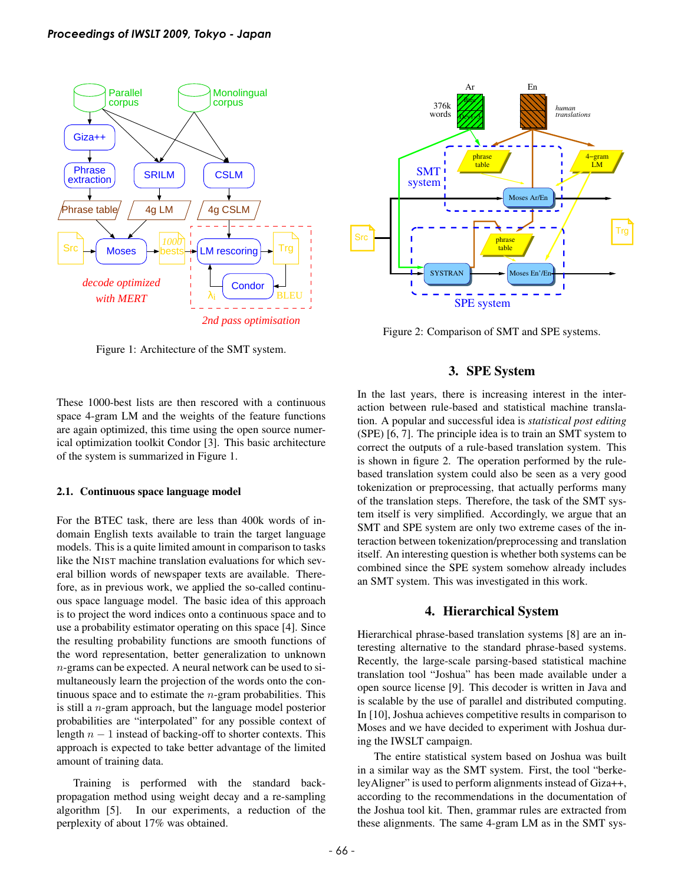Figure 1: Architecture of the SMT system.

Figure 2: Comparison of SMT and SPE systems.

These 1000-best lists are then rescored with a continuous space 4-gram LM and the weights of the feature functions are again optimized, this time using the open source numerical optimization toolkit Condor [3]. This basic architecture of the system is summarized in Figure 1.

### 2.1. Continuous space language model

For the BTEC task, there are less than 400k words of in-domain English texts available to train the target language models. This is a quite limited amount in comparison to tasks like the NIST machine translation evaluations for which several billion words of newspaper texts are available. Therefore, as in previous work, we applied the so-called continuous space language model. The basic idea of this approach is to project the word indices onto a continuous space and to use a probability estimator operating on this space [4]. Since the resulting probability functions are smooth functions of the word representation, better generalization to unknown $n$-grams can be expected. A neural network can be used to simultaneously learn the projection of the words onto the continuous space and to estimate the $n$-gram probabilities. This is still a $n$-gram approach, but the language model posterior probabilities are "interpolated" for any possible context of length $n-1$ instead of backing-off to shorter contexts. This approach is expected to take better advantage of the limited amount of training data.

Training is performed with the standard back-propagation method using weight decay and a re-sampling algorithm [5]. In our experiments, a reduction of the perplexity of about 17% was obtained.

## 3. SPE System

In the last years, there is increasing interest in the interaction between rule-based and statistical machine translation. A popular and successful idea is *statistical post editing* (SPE) [6, 7]. The principle idea is to train an SMT system to correct the outputs of a rule-based translation system. This is shown in figure 2. The operation performed by the rule-based translation system could also be seen as a very good tokenization or preprocessing, that actually performs many of the translation steps. Therefore, the task of the SMT system itself is very simplified. Accordingly, we argue that an SMT and SPE system are only two extreme cases of the interaction between tokenization/preprocessing and translation itself. An interesting question is whether both systems can be combined since the SPE system somehow already includes an SMT system. This was investigated in this work.

## 4. Hierarchical System

Hierarchical phrase-based translation systems [8] are an interesting alternative to the standard phrase-based systems. Recently, the large-scale parsing-based statistical machine translation tool "Joshua" has been made available under a open source license [9]. This decoder is written in Java and is scalable by the use of parallel and distributed computing. In [10], Joshua achieves competitive results in comparison to Moses and we have decided to experiment with Joshua during the IWSLT campaign.

The entire statistical system based on Joshua was built in a similar way as the SMT system. First, the tool "berkeleyAligner" is used to perform alignments instead of Giza++, according to the recommendations in the documentation of the Joshua tool kit. Then, grammar rules are extracted from these alignments. The same 4-gram LM as in the SMT sys-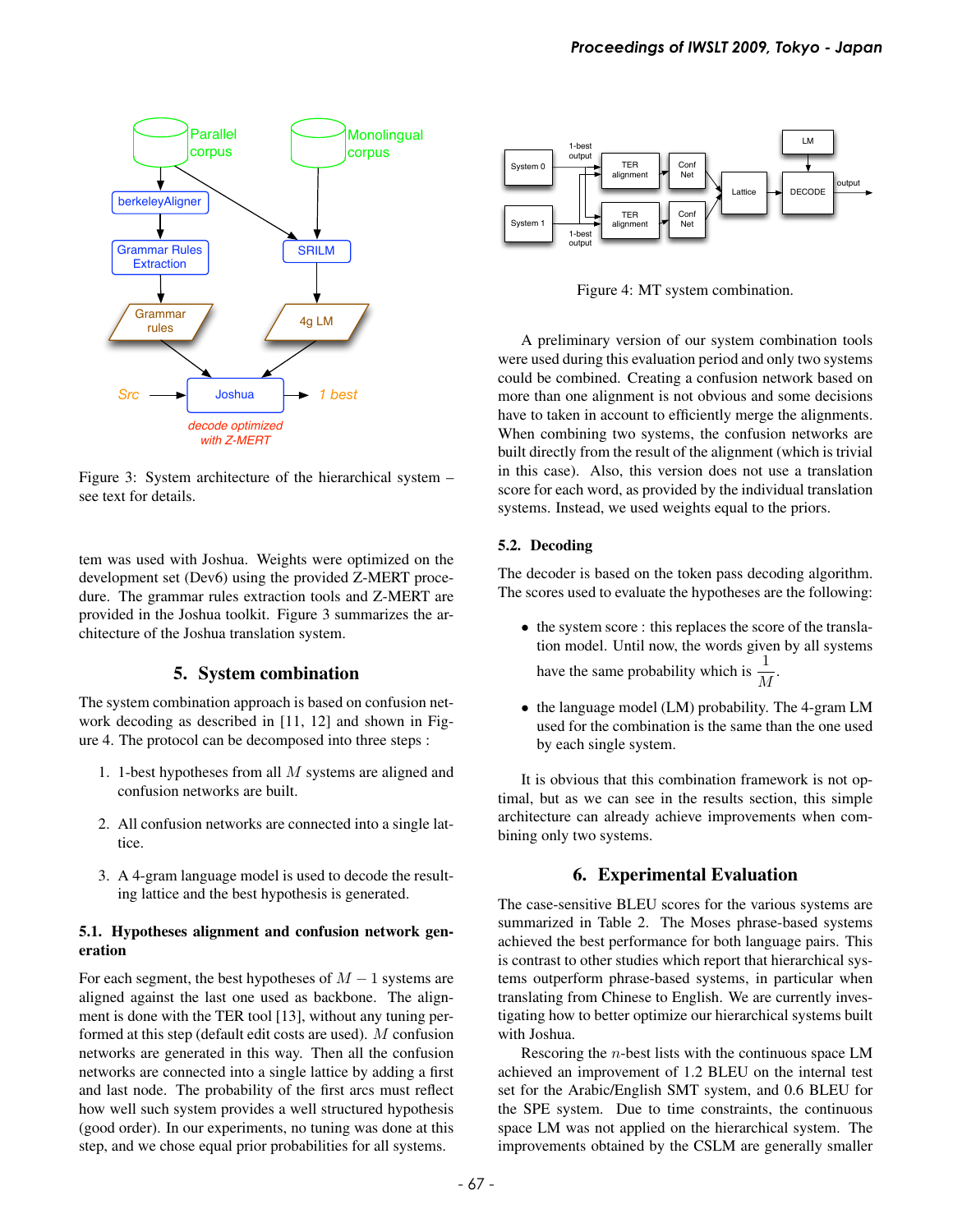Figure 3: System architecture of the hierarchical system – see text for details.

tem was used with Joshua. Weights were optimized on the development set (Dev6) using the provided Z-MERT procedure. The grammar rules extraction tools and Z-MERT are provided in the Joshua toolkit. Figure 3 summarizes the architecture of the Joshua translation system.

## 5. System combination

The system combination approach is based on confusion network decoding as described in [11, 12] and shown in Figure 4. The protocol can be decomposed into three steps :

1. 1-best hypotheses from all $M$ systems are aligned and confusion networks are built.
2. All confusion networks are connected into a single lattice.
3. A 4-gram language model is used to decode the resulting lattice and the best hypothesis is generated.

### 5.1. Hypotheses alignment and confusion network generation

For each segment, the best hypotheses of $M - 1$ systems are aligned against the last one used as backbone. The alignment is done with the TER tool [13], without any tuning performed at this step (default edit costs are used). $M$ confusion networks are generated in this way. Then all the confusion networks are connected into a single lattice by adding a first and last node. The probability of the first arcs must reflect how well such system provides a well structured hypothesis (good order). In our experiments, no tuning was done at this step, and we chose equal prior probabilities for all systems.

Figure 4: MT system combination.

A preliminary version of our system combination tools were used during this evaluation period and only two systems could be combined. Creating a confusion network based on more than one alignment is not obvious and some decisions have to taken in account to efficiently merge the alignments. When combining two systems, the confusion networks are built directly from the result of the alignment (which is trivial in this case). Also, this version does not use a translation score for each word, as provided by the individual translation systems. Instead, we used weights equal to the priors.

### 5.2. Decoding

The decoder is based on the token pass decoding algorithm. The scores used to evaluate the hypotheses are the following:

- the system score : this replaces the score of the translation model. Until now, the words given by all systems have the same probability which is $\frac{1}{M}$.
- the language model (LM) probability. The 4-gram LM used for the combination is the same than the one used by each single system.

It is obvious that this combination framework is not optimal, but as we can see in the results section, this simple architecture can already achieve improvements when combining only two systems.

## 6. Experimental Evaluation

The case-sensitive BLEU scores for the various systems are summarized in Table 2. The Moses phrase-based systems achieved the best performance for both language pairs. This is contrast to other studies which report that hierarchical systems outperform phrase-based systems, in particular when translating from Chinese to English. We are currently investigating how to better optimize our hierarchical systems built with Joshua.

Rescoring the $n$-best lists with the continuous space LM achieved an improvement of 1.2 BLEU on the internal test set for the Arabic/English SMT system, and 0.6 BLEU for the SPE system. Due to time constraints, the continuous space LM was not applied on the hierarchical system. The improvements obtained by the CSLM are generally smaller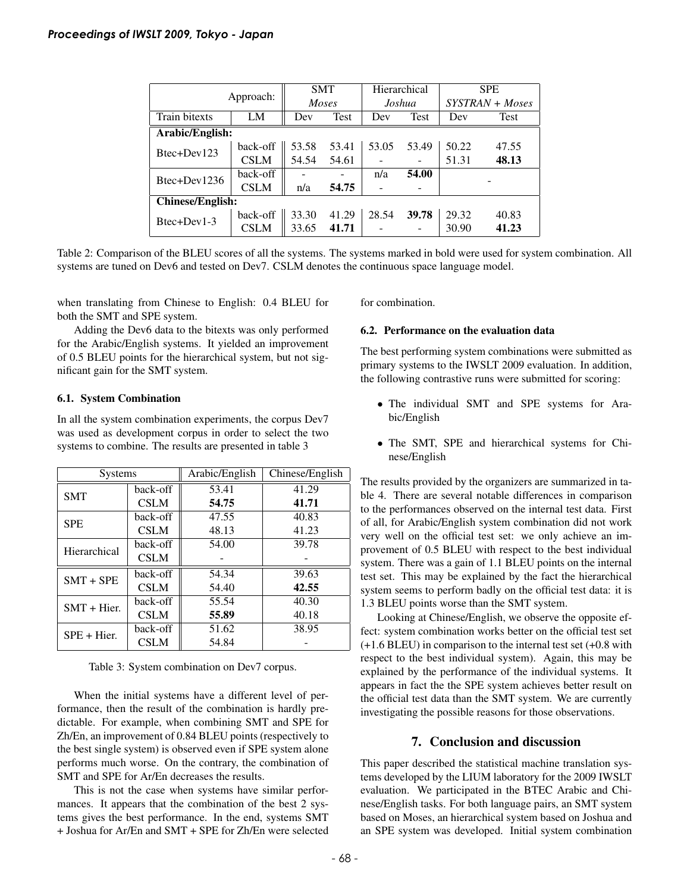| Approach: | | SMT | | Hierarchical | | SPE | |
|---|---|---|---|---|---|---|---|
| | | *Moses* | | *Joshua* | | *SYSTRAN + Moses* | |
| Train bitexts | LM | Dev | Test | Dev | Test | Dev | Test |
| **Arabic/English:** | | | | | | | |
| Btec+Dev123 | back-off | 53.58 | 53.41 | 53.05 | 53.49 | 50.22 | 47.55 |
| | CSLM | 54.54 | 54.61 | - | - | 51.31 | **48.13** |
| Btec+Dev1236 | back-off | - | - | n/a | **54.00** | - | |
| | CSLM | n/a | **54.75** | - | - | | |
| **Chinese/English:** | | | | | | | |
| Btec+Dev1-3 | back-off | 33.30 | 41.29 | 28.54 | **39.78** | 29.32 | 40.83 |
| | CSLM | 33.65 | **41.71** | - | - | 30.90 | **41.23** |

Table 2: Comparison of the BLEU scores of all the systems. The systems marked in bold were used for system combination. All systems are tuned on Dev6 and tested on Dev7. CSLM denotes the continuous space language model.

when translating from Chinese to English: 0.4 BLEU for both the SMT and SPE system.

Adding the Dev6 data to the bitexts was only performed for the Arabic/English systems. It yielded an improvement of 0.5 BLEU points for the hierarchical system, but not significant gain for the SMT system.

### 6.1. System Combination

In all the system combination experiments, the corpus Dev7 was used as development corpus in order to select the two systems to combine. The results are presented in table 3

| Systems | | Arabic/English | Chinese/English |
|---|---|---|---|
| SMT | back-off | 53.41 | 41.29 |
| | CSLM | **54.75** | **41.71** |
| SPE | back-off | 47.55 | 40.83 |
| | CSLM | 48.13 | 41.23 |
| Hierarchical | back-off | 54.00 | 39.78 |
| | CSLM | - | - |
| SMT + SPE | back-off | 54.34 | 39.63 |
| | CSLM | 54.40 | **42.55** |
| SMT + Hier. | back-off | 55.54 | 40.30 |
| | CSLM | **55.89** | 40.18 |
| SPE + Hier. | back-off | 51.62 | 38.95 |
| | CSLM | 54.84 | - |

Table 3: System combination on Dev7 corpus.

When the initial systems have a different level of performance, then the result of the combination is hardly predictable. For example, when combining SMT and SPE for Zh/En, an improvement of 0.84 BLEU points (respectively to the best single system) is observed even if SPE system alone performs much worse. On the contrary, the combination of SMT and SPE for Ar/En decreases the results.

This is not the case when systems have similar performances. It appears that the combination of the best 2 systems gives the best performance. In the end, systems SMT + Joshua for Ar/En and SMT + SPE for Zh/En were selected for combination.

### 6.2. Performance on the evaluation data

The best performing system combinations were submitted as primary systems to the IWSLT 2009 evaluation. In addition, the following contrastive runs were submitted for scoring:

- The individual SMT and SPE systems for Arabic/English
- The SMT, SPE and hierarchical systems for Chinese/English

The results provided by the organizers are summarized in table 4. There are several notable differences in comparison to the performances observed on the internal test data. First of all, for Arabic/English system combination did not work very well on the official test set: we only achieve an improvement of 0.5 BLEU with respect to the best individual system. There was a gain of 1.1 BLEU points on the internal test set. This may be explained by the fact the hierarchical system seems to perform badly on the official test data: it is 1.3 BLEU points worse than the SMT system.

Looking at Chinese/English, we observe the opposite effect: system combination works better on the official test set (+1.6 BLEU) in comparison to the internal test set (+0.8 with respect to the best individual system). Again, this may be explained by the performance of the individual systems. It appears in fact the the SPE system achieves better result on the official test data than the SMT system. We are currently investigating the possible reasons for those observations.

## 7. Conclusion and discussion

This paper described the statistical machine translation systems developed by the LIUM laboratory for the 2009 IWSLT evaluation. We participated in the BTEC Arabic and Chinese/English tasks. For both language pairs, an SMT system based on Moses, an hierarchical system based on Joshua and an SPE system was developed. Initial system combination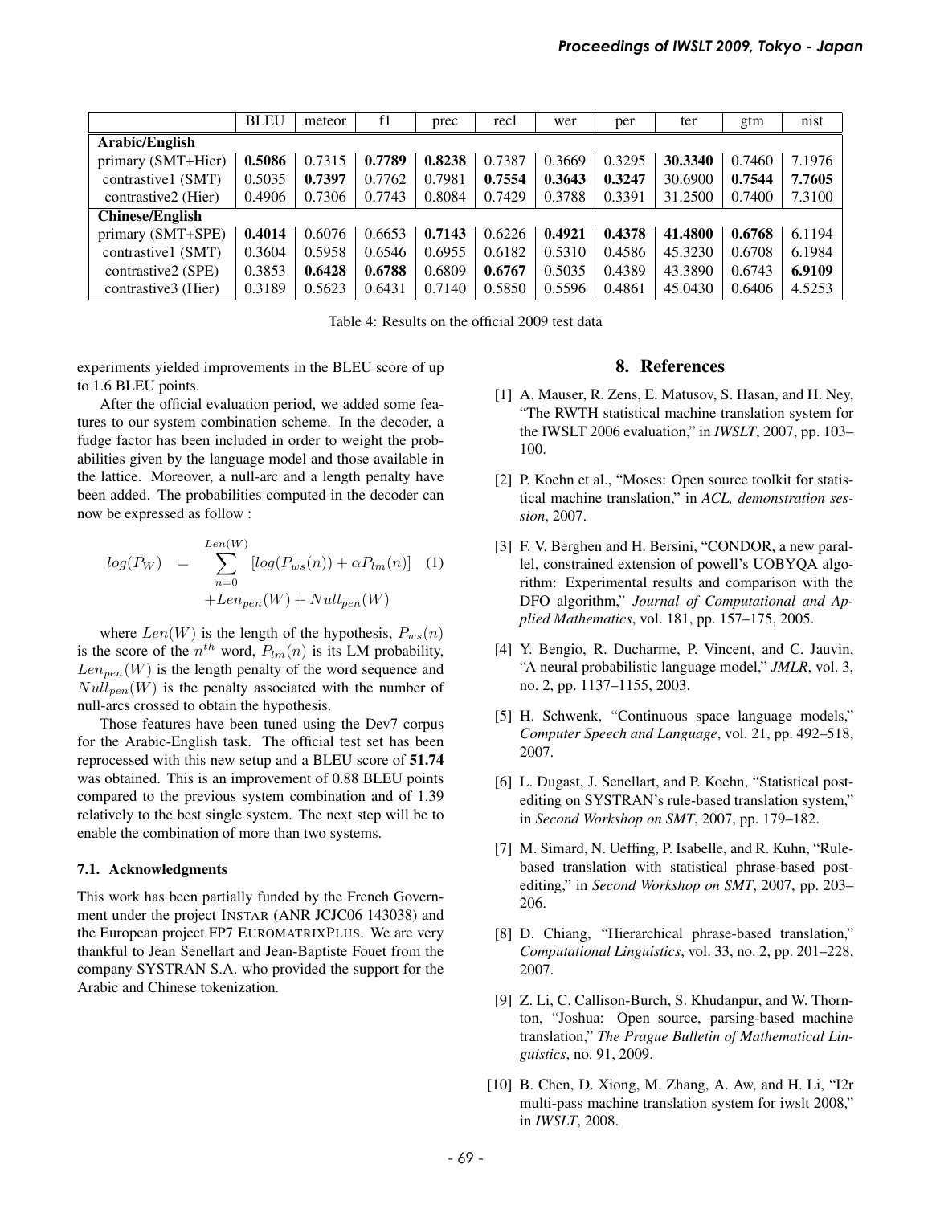|  | BLEU | meteor | f1 | prec | recl | wer | per | ter | gtm | nist |
|---|---|---|---|---|---|---|---|---|---|---|
| **Arabic/English** | | | | | | | | | | |
| primary (SMT+Hier) | **0.5086** | 0.7315 | **0.7789** | **0.8238** | 0.7387 | 0.3669 | 0.3295 | **30.3340** | 0.7460 | 7.1976 |
| contrastive1 (SMT) | 0.5035 | **0.7397** | 0.7762 | 0.7981 | **0.7554** | **0.3643** | **0.3247** | 30.6900 | **0.7544** | **7.7605** |
| contrastive2 (Hier) | 0.4906 | 0.7306 | 0.7743 | 0.8084 | 0.7429 | 0.3788 | 0.3391 | 31.2500 | 0.7400 | 7.3100 |
| **Chinese/English** | | | | | | | | | | |
| primary (SMT+SPE) | **0.4014** | 0.6076 | 0.6653 | **0.7143** | 0.6226 | **0.4921** | **0.4378** | **41.4800** | **0.6768** | 6.1194 |
| contrastive1 (SMT) | 0.3604 | 0.5958 | 0.6546 | 0.6955 | 0.6182 | 0.5310 | 0.4586 | 45.3230 | 0.6708 | 6.1984 |
| contrastive2 (SPE) | 0.3853 | **0.6428** | **0.6788** | 0.6809 | **0.6767** | 0.5035 | 0.4389 | 43.3890 | 0.6743 | **6.9109** |
| contrastive3 (Hier) | 0.3189 | 0.5623 | 0.6431 | 0.7140 | 0.5850 | 0.5596 | 0.4861 | 45.0430 | 0.6406 | 4.5253 |

Table 4: Results on the official 2009 test data

experiments yielded improvements in the BLEU score of up to 1.6 BLEU points.

After the official evaluation period, we added some features to our system combination scheme. In the decoder, a fudge factor has been included in order to weight the probabilities given by the language model and those available in the lattice. Moreover, a null-arc and a length penalty have been added. The probabilities computed in the decoder can now be expressed as follow :

$$
\begin{aligned}
log(P_W) \quad = \quad & \sum_{n=0}^{Len(W)} [log(P_{ws}(n)) + \alpha P_{lm}(n)] \quad (1) \\
& + Len_{pen}(W) + Null_{pen}(W)
\end{aligned}
$$

where $Len(W)$ is the length of the hypothesis, $P_{ws}(n)$ is the score of the $n^{th}$ word, $P_{lm}(n)$ is its LM probability, $Len_{pen}(W)$ is the length penalty of the word sequence and $Null_{pen}(W)$ is the penalty associated with the number of null-arcs crossed to obtain the hypothesis.

Those features have been tuned using the Dev7 corpus for the Arabic-English task. The official test set has been reprocessed with this new setup and a BLEU score of **51.74** was obtained. This is an improvement of 0.88 BLEU points compared to the previous system combination and of 1.39 relatively to the best single system. The next step will be to enable the combination of more than two systems.

### 7.1. Acknowledgments

This work has been partially funded by the French Government under the project INSTAR (ANR JCJC06 143038) and the European project FP7 EUROMATRIXPLUS. We are very thankful to Jean Senellart and Jean-Baptiste Fouet from the company SYSTRAN S.A. who provided the support for the Arabic and Chinese tokenization.

## 8. References

[1] A. Mauser, R. Zens, E. Matusov, S. Hasan, and H. Ney, "The RWTH statistical machine translation system for the IWSLT 2006 evaluation," in *IWSLT*, 2007, pp. 103–100.

[2] P. Koehn et al., "Moses: Open source toolkit for statistical machine translation," in *ACL, demonstration session*, 2007.

[3] F. V. Berghen and H. Bersini, "CONDOR, a new parallel, constrained extension of powell's UOBYQA algorithm: Experimental results and comparison with the DFO algorithm," *Journal of Computational and Applied Mathematics*, vol. 181, pp. 157–175, 2005.

[4] Y. Bengio, R. Ducharme, P. Vincent, and C. Jauvin, "A neural probabilistic language model," *JMLR*, vol. 3, no. 2, pp. 1137–1155, 2003.

[5] H. Schwenk, "Continuous space language models," *Computer Speech and Language*, vol. 21, pp. 492–518, 2007.

[6] L. Dugast, J. Senellart, and P. Koehn, "Statistical post-editing on SYSTRAN's rule-based translation system," in *Second Workshop on SMT*, 2007, pp. 179–182.

[7] M. Simard, N. Ueffing, P. Isabelle, and R. Kuhn, "Rule-based translation with statistical phrase-based post-editing," in *Second Workshop on SMT*, 2007, pp. 203–206.

[8] D. Chiang, "Hierarchical phrase-based translation," *Computational Linguistics*, vol. 33, no. 2, pp. 201–228, 2007.

[9] Z. Li, C. Callison-Burch, S. Khudanpur, and W. Thornton, "Joshua: Open source, parsing-based machine translation," *The Prague Bulletin of Mathematical Linguistics*, no. 91, 2009.

[10] B. Chen, D. Xiong, M. Zhang, A. Aw, and H. Li, "I2r multi-pass machine translation system for iwslt 2008," in *IWSLT*, 2008.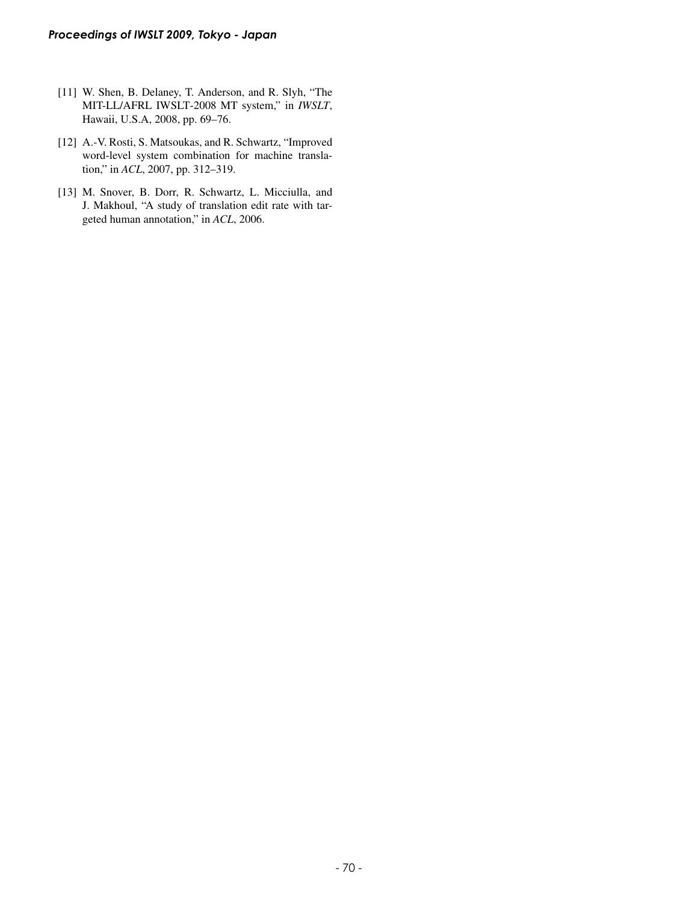[11] W. Shen, B. Delaney, T. Anderson, and R. Slyh, "The MIT-LL/AFRL IWSLT-2008 MT system," in *IWSLT*, Hawaii, U.S.A, 2008, pp. 69–76.

[12] A.-V. Rosti, S. Matsoukas, and R. Schwartz, "Improved word-level system combination for machine translation," in *ACL*, 2007, pp. 312–319.

[13] M. Snover, B. Dorr, R. Schwartz, L. Micciulla, and J. Makhoul, "A study of translation edit rate with targeted human annotation," in *ACL*, 2006.